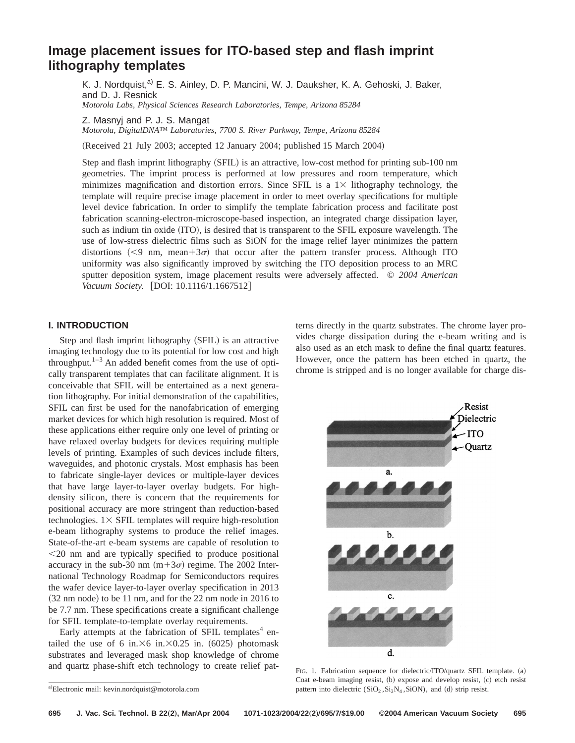# Image placement issues for ITO-based step and flash imprint lithography templates

K. J. Nordquist,[a] E. S. Ainley, D. P. Mancini, W. J. Dauksher, K. A. Gehoski, J. Baker, and D. J. Resnick
*Motorola Labs, Physical Sciences Research Laboratories, Tempe, Arizona 85284*

Z. Masnyj and P. J. S. Mangat
*Motorola, DigitalDNA™ Laboratories, 7700 S. River Parkway, Tempe, Arizona 85284*

(Received 21 July 2003; accepted 12 January 2004; published 15 March 2004)

Step and flash imprint lithography (SFIL) is an attractive, low-cost method for printing sub-100 nm geometries. The imprint process is performed at low pressures and room temperature, which minimizes magnification and distortion errors. Since SFIL is a 1× lithography technology, the template will require precise image placement in order to meet overlay specifications for multiple level device fabrication. In order to simplify the template fabrication process and facilitate post fabrication scanning-electron-microscope-based inspection, an integrated charge dissipation layer, such as indium tin oxide (ITO), is desired that is transparent to the SFIL exposure wavelength. The use of low-stress dielectric films such as SiON for the image relief layer minimizes the pattern distortions (<9 nm, mean+3$\sigma$) that occur after the pattern transfer process. Although ITO uniformity was also significantly improved by switching the ITO deposition process to an MRC sputter deposition system, image placement results were adversely affected. © *2004 American Vacuum Society.* [DOI: 10.1116/1.1667512]

## I. INTRODUCTION

Step and flash imprint lithography (SFIL) is an attractive imaging technology due to its potential for low cost and high throughput.[1–3] An added benefit comes from the use of optically transparent templates that can facilitate alignment. It is conceivable that SFIL will be entertained as a next generation lithography. For initial demonstration of the capabilities, SFIL can first be used for the nanofabrication of emerging market devices for which high resolution is required. Most of these applications either require only one level of printing or have relaxed overlay budgets for devices requiring multiple levels of printing. Examples of such devices include filters, waveguides, and photonic crystals. Most emphasis has been to fabricate single-layer devices or multiple-layer devices that have large layer-to-layer overlay budgets. For high-density silicon, there is concern that the requirements for positional accuracy are more stringent than reduction-based technologies. 1× SFIL templates will require high-resolution e-beam lithography systems to produce the relief images. State-of-the-art e-beam systems are capable of resolution to <20 nm and are typically specified to produce positional accuracy in the sub-30 nm (m+3$\sigma$) regime. The 2002 International Technology Roadmap for Semiconductors requires the wafer device layer-to-layer overlay specification in 2013 (32 nm node) to be 11 nm, and for the 22 nm node in 2016 to be 7.7 nm. These specifications create a significant challenge for SFIL template-to-template overlay requirements.

Early attempts at the fabrication of SFIL templates[4] entailed the use of 6 in.×6 in.×0.25 in. (6025) photomask substrates and leveraged mask shop knowledge of chrome and quartz phase-shift etch technology to create relief patterns directly in the quartz substrates. The chrome layer provides charge dissipation during the e-beam writing and is also used as an etch mask to define the final quartz features. However, once the pattern has been etched in quartz, the chrome is stripped and is no longer available for charge dis-

FIG. 1. Fabrication sequence for dielectric/ITO/quartz SFIL template. (a) Coat e-beam imaging resist, (b) expose and develop resist, (c) etch resist pattern into dielectric ($SiO_2$, $Si_3N_4$, SiON), and (d) strip resist.

[a]Electronic mail: kevin.nordquist@motorola.com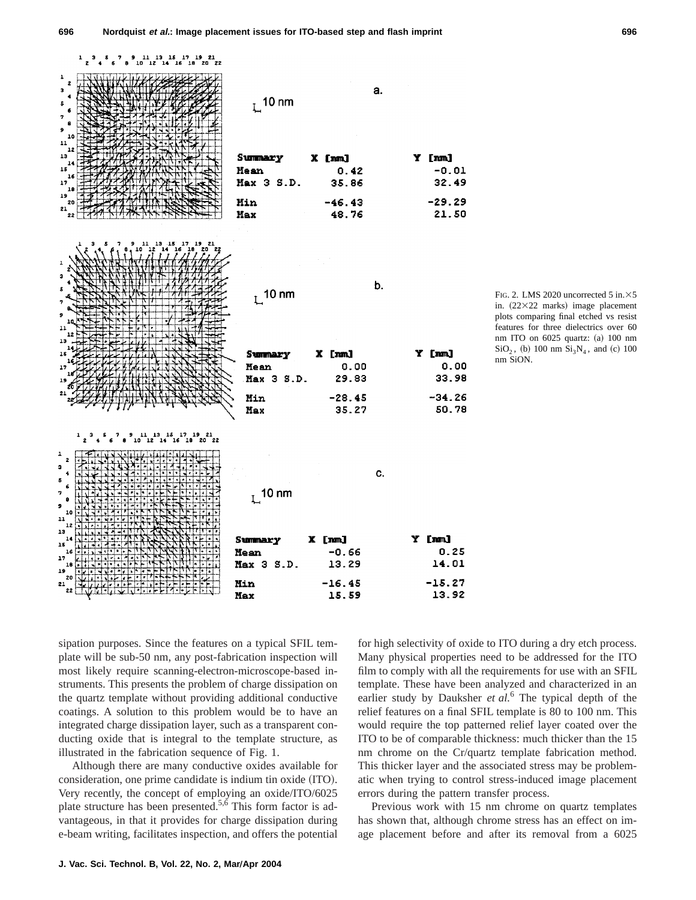a.

10 nm

| Summary | X [nm] | Y [nm] |
|---|---|---|
| Mean | 0.42 | -0.01 |
| Max 3 S.D. | 35.86 | 32.49 |
| Min | -46.43 | -29.29 |
| Max | 48.76 | 21.50 |

b.

10 nm

| Summary | X [nm] | Y [nm] |
|---|---|---|
| Mean | 0.00 | 0.00 |
| Max 3 S.D. | 29.83 | 33.98 |
| Min | -28.45 | -34.26 |
| Max | 35.27 | 50.78 |

c.

10 nm

| Summary | X [nm] | Y [nm] |
|---|---|---|
| Mean | -0.66 | 0.25 |
| Max 3 S.D. | 13.29 | 14.01 |
| Min | -16.45 | -15.27 |
| Max | 15.59 | 13.92 |

FIG. 2. LMS 2020 uncorrected 5 in.×5 in. (22×22 marks) image placement plots comparing final etched vs resist features for three dielectrics over 60 nm ITO on 6025 quartz: (a) 100 nm $SiO_2$, (b) 100 nm $Si_3N_4$, and (c) 100 nm SiON.

sipation purposes. Since the features on a typical SFIL template will be sub-50 nm, any post-fabrication inspection will most likely require scanning-electron-microscope-based instruments. This presents the problem of charge dissipation on the quartz template without providing additional conductive coatings. A solution to this problem would be to have an integrated charge dissipation layer, such as a transparent conducting oxide that is integral to the template structure, as illustrated in the fabrication sequence of Fig. 1.

Although there are many conductive oxides available for consideration, one prime candidate is indium tin oxide (ITO). Very recently, the concept of employing an oxide/ITO/6025 plate structure has been presented.[5,6] This form factor is advantageous, in that it provides for charge dissipation during e-beam writing, facilitates inspection, and offers the potential for high selectivity of oxide to ITO during a dry etch process. Many physical properties need to be addressed for the ITO film to comply with all the requirements for use with an SFIL template. These have been analyzed and characterized in an earlier study by Dauksher *et al.*[6] The typical depth of the relief features on a final SFIL template is 80 to 100 nm. This would require the top patterned relief layer coated over the ITO to be of comparable thickness: much thicker than the 15 nm chrome on the Cr/quartz template fabrication method. This thicker layer and the associated stress may be problematic when trying to control stress-induced image placement errors during the pattern transfer process.

Previous work with 15 nm chrome on quartz templates has shown that, although chrome stress has an effect on image placement before and after its removal from a 6025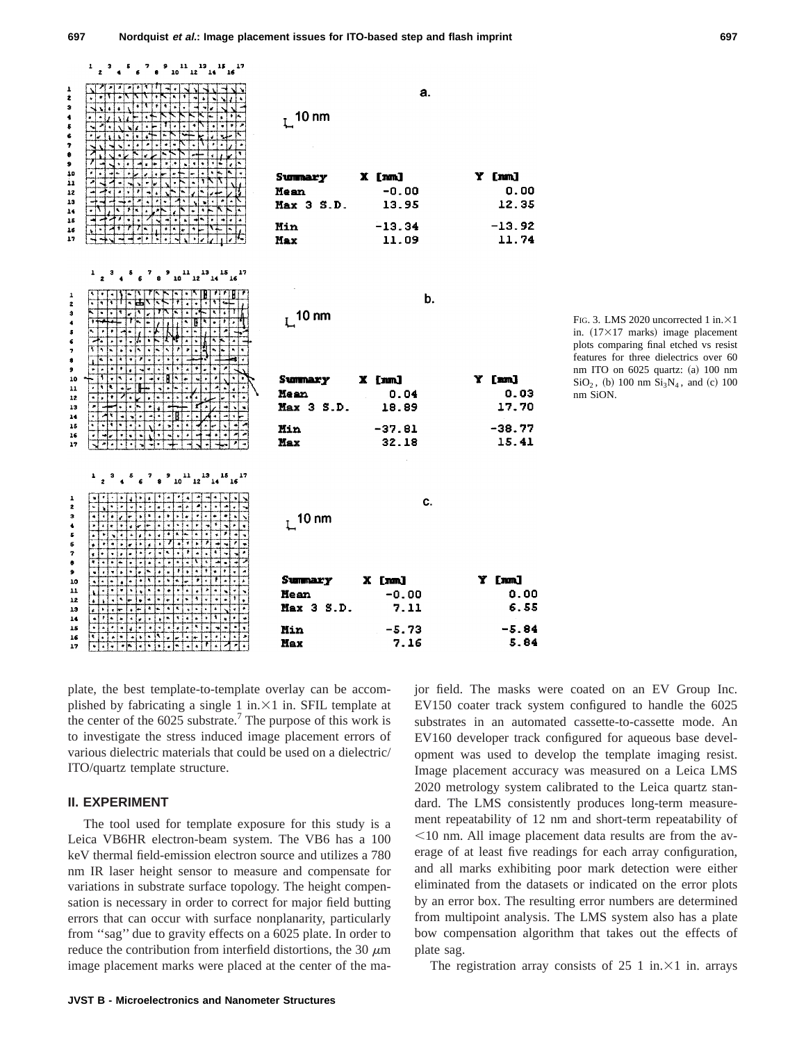| Summary | X [nm] | Y [nm] |
|---|---|---|
| Mean | -0.00 | 0.00 |
| Max 3 S.D. | 13.95 | 12.35 |
| Min | -13.34 | -13.92 |
| Max | 11.09 | 11.74 |

| Summary | X [nm] | Y [nm] |
|---|---|---|
| Mean | 0.04 | 0.03 |
| Max 3 S.D. | 18.89 | 17.70 |
| Min | -37.81 | -38.77 |
| Max | 32.18 | 15.41 |

| Summary | X [nm] | Y [nm] |
|---|---|---|
| Mean | -0.00 | 0.00 |
| Max 3 S.D. | 7.11 | 6.55 |
| Min | -5.73 | -5.84 |
| Max | 7.16 | 5.84 |

FIG. 3. LMS 2020 uncorrected 1 in.×1 in. (17×17 marks) image placement plots comparing final etched vs resist features for three dielectrics over 60 nm ITO on 6025 quartz: (a) 100 nm $SiO_2$, (b) 100 nm $Si_3N_4$, and (c) 100 nm SiON.

plate, the best template-to-template overlay can be accomplished by fabricating a single 1 in.×1 in. SFIL template at the center of the 6025 substrate.[7] The purpose of this work is to investigate the stress induced image placement errors of various dielectric materials that could be used on a dielectric/ITO/quartz template structure.

## II. EXPERIMENT

The tool used for template exposure for this study is a Leica VB6HR electron-beam system. The VB6 has a 100 keV thermal field-emission electron source and utilizes a 780 nm IR laser height sensor to measure and compensate for variations in substrate surface topology. The height compensation is necessary in order to correct for major field butting errors that can occur with surface nonplanarity, particularly from ''sag'' due to gravity effects on a 6025 plate. In order to reduce the contribution from interfield distortions, the 30 $\mu$m image placement marks were placed at the center of the major field. The masks were coated on an EV Group Inc. EV150 coater track system configured to handle the 6025 substrates in an automated cassette-to-cassette mode. An EV160 developer track configured for aqueous base development was used to develop the template imaging resist. Image placement accuracy was measured on a Leica LMS 2020 metrology system calibrated to the Leica quartz standard. The LMS consistently produces long-term measurement repeatability of 12 nm and short-term repeatability of <10 nm. All image placement data results are from the average of at least five readings for each array configuration, and all marks exhibiting poor mark detection were either eliminated from the datasets or indicated on the error plots by an error box. The resulting error numbers are determined from multipoint analysis. The LMS system also has a plate bow compensation algorithm that takes out the effects of plate sag.

The registration array consists of 25 1 in.×1 in. arrays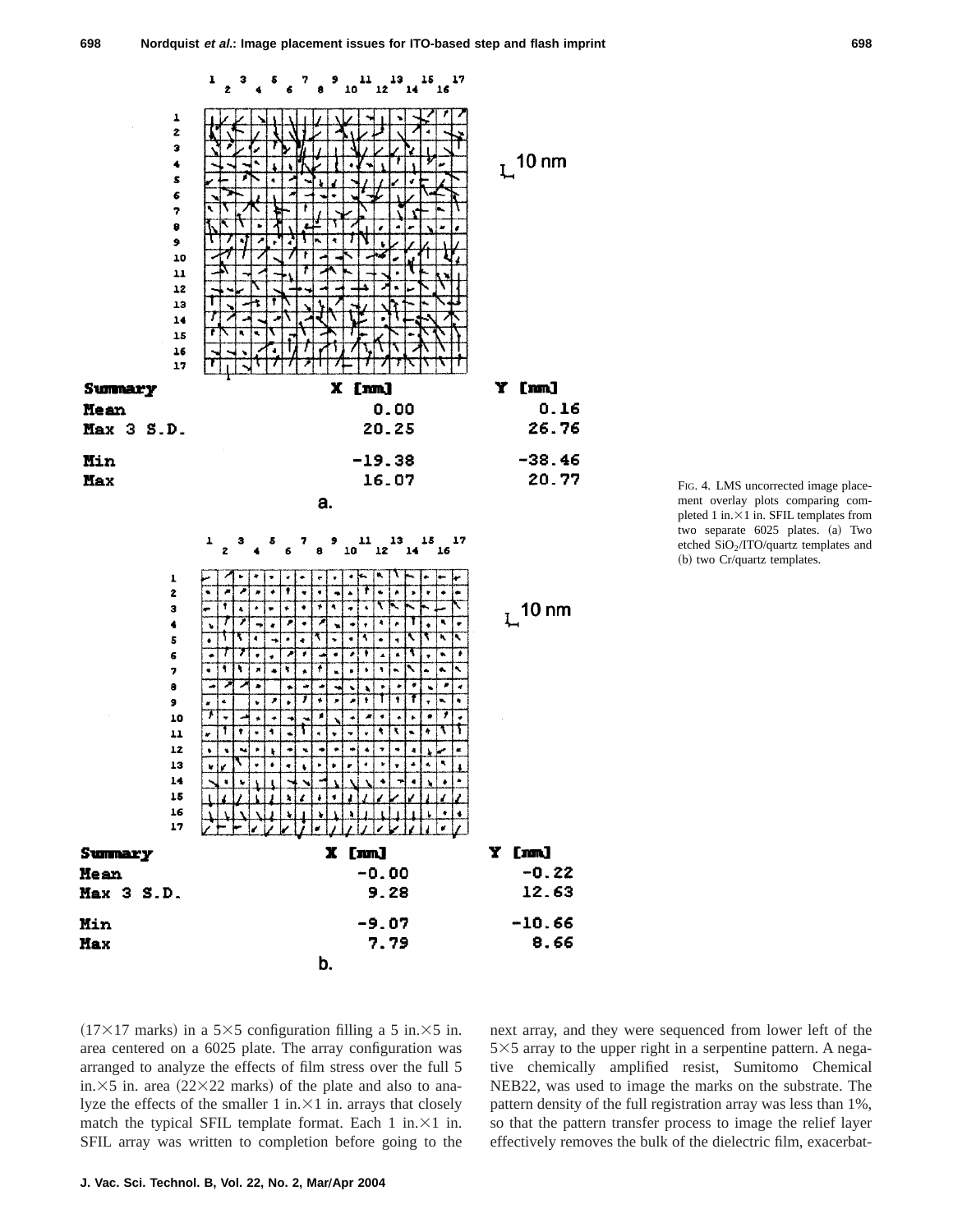Summary

| | X [nm] | Y [nm] |
|---|---|---|
| Mean | 0.00 | 0.16 |
| Max 3 S.D. | 20.25 | 26.76 |
| Min | -19.38 | -38.46 |
| Max | 16.07 | 20.77 |

a.

Summary

| | X [nm] | Y [nm] |
|---|---|---|
| Mean | -0.00 | -0.22 |
| Max 3 S.D. | 9.28 | 12.63 |
| Min | -9.07 | -10.66 |
| Max | 7.79 | 8.66 |

b.

FIG. 4. LMS uncorrected image placement overlay plots comparing completed 1 in.×1 in. SFIL templates from two separate 6025 plates. (a) Two etched $SiO_2$/ITO/quartz templates and (b) two Cr/quartz templates.

(17×17 marks) in a 5×5 configuration filling a 5 in.×5 in. area centered on a 6025 plate. The array configuration was arranged to analyze the effects of film stress over the full 5 in.×5 in. area (22×22 marks) of the plate and also to analyze the effects of the smaller 1 in.×1 in. arrays that closely match the typical SFIL template format. Each 1 in.×1 in. SFIL array was written to completion before going to the next array, and they were sequenced from lower left of the 5×5 array to the upper right in a serpentine pattern. A negative chemically amplified resist, Sumitomo Chemical NEB22, was used to image the marks on the substrate. The pattern density of the full registration array was less than 1%, so that the pattern transfer process to image the relief layer effectively removes the bulk of the dielectric film, exacerbat-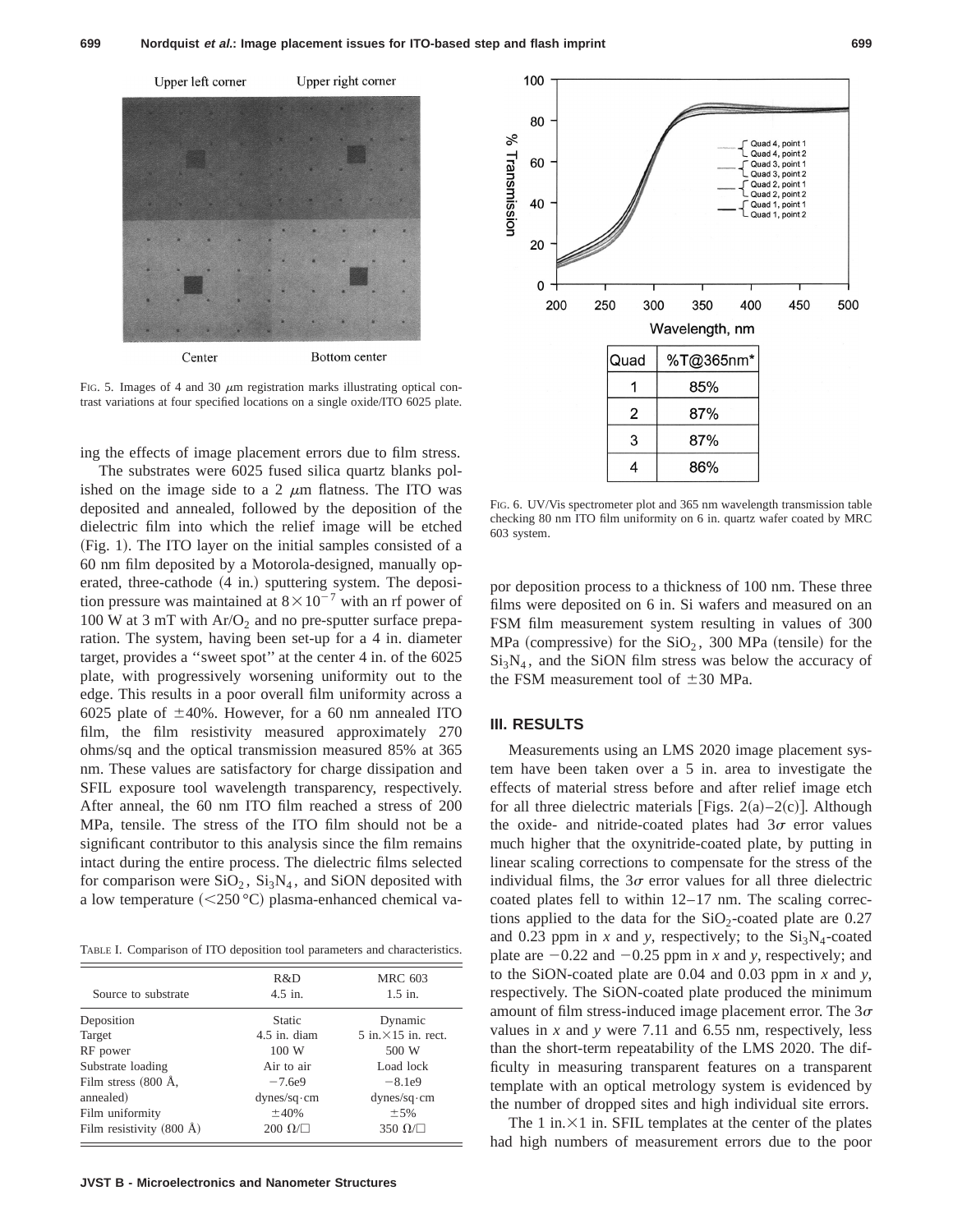Upper left corner Upper right corner

Center Bottom center

FIG. 5. Images of 4 and 30 $\mu$m registration marks illustrating optical contrast variations at four specified locations on a single oxide/ITO 6025 plate.

ing the effects of image placement errors due to film stress.

The substrates were 6025 fused silica quartz blanks polished on the image side to a 2 $\mu$m flatness. The ITO was deposited and annealed, followed by the deposition of the dielectric film into which the relief image will be etched (Fig. 1). The ITO layer on the initial samples consisted of a 60 nm film deposited by a Motorola-designed, manually operated, three-cathode (4 in.) sputtering system. The deposition pressure was maintained at $8\times10^{-7}$ with an rf power of 100 W at 3 mT with $Ar/O_2$ and no pre-sputter surface preparation. The system, having been set-up for a 4 in. diameter target, provides a "sweet spot" at the center 4 in. of the 6025 plate, with progressively worsening uniformity out to the edge. This results in a poor overall film uniformity across a 6025 plate of $\pm40\%$. However, for a 60 nm annealed ITO film, the film resistivity measured approximately 270 ohms/sq and the optical transmission measured 85% at 365 nm. These values are satisfactory for charge dissipation and SFIL exposure tool wavelength transparency, respectively. After anneal, the 60 nm ITO film reached a stress of 200 MPa, tensile. The stress of the ITO film should not be a significant contributor to this analysis since the film remains intact during the entire process. The dielectric films selected for comparison were $SiO_2$, $Si_3N_4$, and SiON deposited with a low temperature (<250 °C) plasma-enhanced chemical vapor deposition process to a thickness of 100 nm. These three films were deposited on 6 in. Si wafers and measured on an FSM film measurement system resulting in values of 300 MPa (compressive) for the $SiO_2$, 300 MPa (tensile) for the $Si_3N_4$, and the SiON film stress was below the accuracy of the FSM measurement tool of $\pm30$ MPa.

TABLE I. Comparison of ITO deposition tool parameters and characteristics.

| Source to substrate | R&D<br>4.5 in. | MRC 603<br>1.5 in. |
|---|---|---|
| Deposition | Static | Dynamic |
| Target | 4.5 in. diam | 5 in.×15 in. rect. |
| RF power | 100 W | 500 W |
| Substrate loading | Air to air | Load lock |
| Film stress (800 Å, annealed) | −7.6e9 dynes/sq·cm | −8.1e9 dynes/sq·cm |
| Film uniformity | ±40% | ±5% |
| Film resistivity (800 Å) | 200 Ω/□ | 350 Ω/□ |

| Quad | %T@365nm* |
|---|---|
| 1 | 85% |
| 2 | 87% |
| 3 | 87% |
| 4 | 86% |

FIG. 6. UV/Vis spectrometer plot and 365 nm wavelength transmission table checking 80 nm ITO film uniformity on 6 in. quartz wafer coated by MRC 603 system.

## III. RESULTS

Measurements using an LMS 2020 image placement system have been taken over a 5 in. area to investigate the effects of material stress before and after relief image etch for all three dielectric materials [Figs. 2(a)–2(c)]. Although the oxide- and nitride-coated plates had $3\sigma$ error values much higher that the oxynitride-coated plate, by putting in linear scaling corrections to compensate for the stress of the individual films, the $3\sigma$ error values for all three dielectric coated plates fell to within 12–17 nm. The scaling corrections applied to the data for the $SiO_2$-coated plate are 0.27 and 0.23 ppm in $x$ and $y$, respectively; to the $Si_3N_4$-coated plate are $-0.22$ and $-0.25$ ppm in $x$ and $y$, respectively; and to the SiON-coated plate are 0.04 and 0.03 ppm in $x$ and $y$, respectively. The SiON-coated plate produced the minimum amount of film stress-induced image placement error. The $3\sigma$ values in $x$ and $y$ were 7.11 and 6.55 nm, respectively, less than the short-term repeatability of the LMS 2020. The difficulty in measuring transparent features on a transparent template with an optical metrology system is evidenced by the number of dropped sites and high individual site errors.

The 1 in.×1 in. SFIL templates at the center of the plates had high numbers of measurement errors due to the poor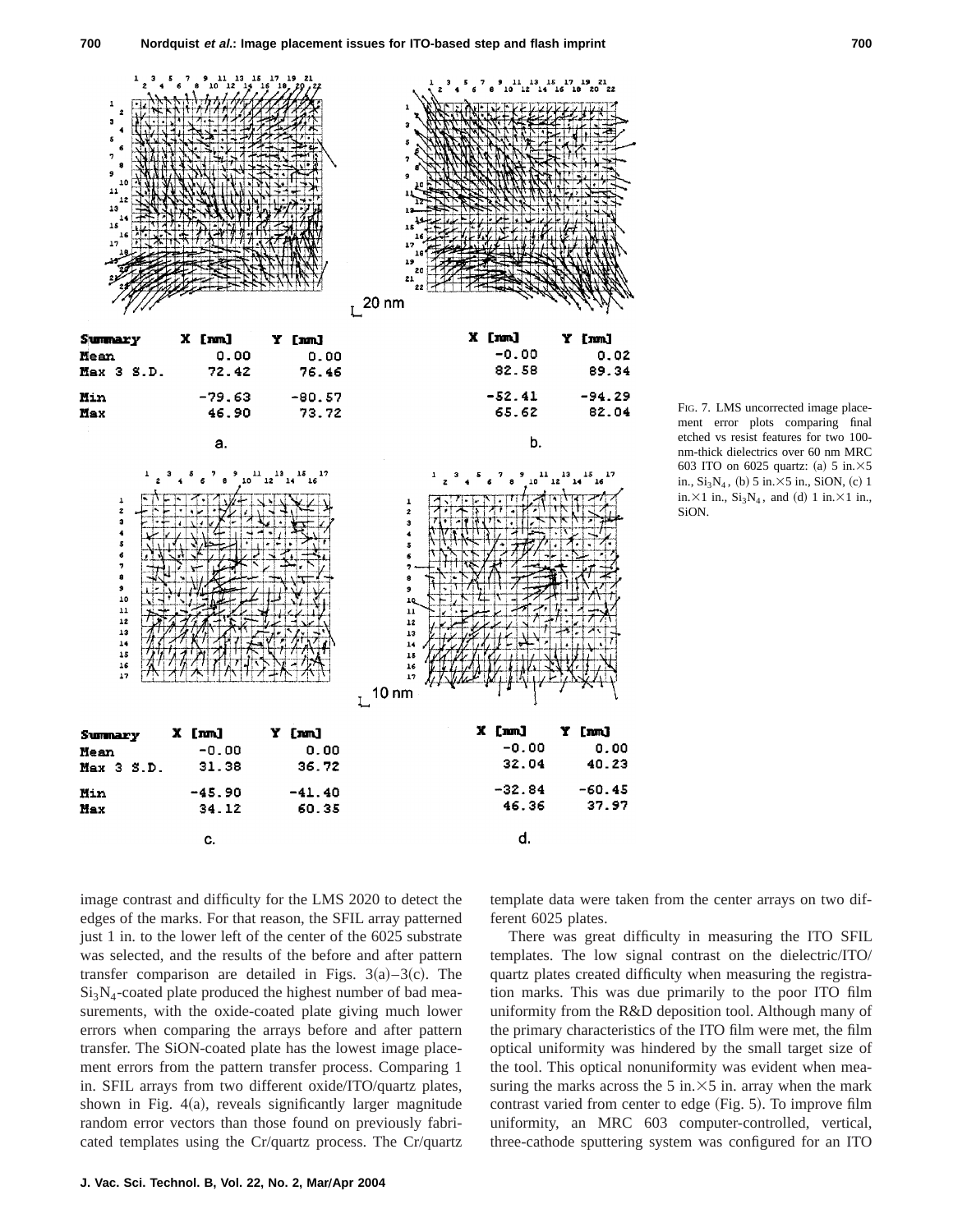| Summary | X [nm] | Y [nm] | X [nm] | Y [nm] |
|---|---|---|---|---|
| Mean | 0.00 | 0.00 | -0.00 | 0.02 |
| Max 3 S.D. | 72.42 | 76.46 | 82.58 | 89.34 |
| Min | -79.63 | -80.57 | -52.41 | -94.29 |
| Max | 46.90 | 73.72 | 65.62 | 82.04 |
| | a. | | b. | |

| Summary | X [nm] | Y [nm] | X [nm] | Y [nm] |
|---|---|---|---|---|
| Mean | -0.00 | 0.00 | -0.00 | 0.00 |
| Max 3 S.D. | 31.38 | 36.72 | 32.04 | 40.23 |
| Min | -45.90 | -41.40 | -32.84 | -60.45 |
| Max | 34.12 | 60.35 | 46.36 | 37.97 |
| | c. | | d. | |

FIG. 7. LMS uncorrected image placement error plots comparing final etched vs resist features for two 100-nm-thick dielectrics over 60 nm MRC 603 ITO on 6025 quartz: (a) 5 in.×5 in., $Si_3N_4$, (b) 5 in.×5 in., SiON, (c) 1 in.×1 in., $Si_3N_4$, and (d) 1 in.×1 in., SiON.

image contrast and difficulty for the LMS 2020 to detect the edges of the marks. For that reason, the SFIL array patterned just 1 in. to the lower left of the center of the 6025 substrate was selected, and the results of the before and after pattern transfer comparison are detailed in Figs. 3(a)–3(c). The $Si_3N_4$-coated plate produced the highest number of bad measurements, with the oxide-coated plate giving much lower errors when comparing the arrays before and after pattern transfer. The SiON-coated plate has the lowest image placement errors from the pattern transfer process. Comparing 1 in. SFIL arrays from two different oxide/ITO/quartz plates, shown in Fig. 4(a), reveals significantly larger magnitude random error vectors than those found on previously fabricated templates using the Cr/quartz process. The Cr/quartz template data were taken from the center arrays on two different 6025 plates.

There was great difficulty in measuring the ITO SFIL templates. The low signal contrast on the dielectric/ITO/quartz plates created difficulty when measuring the registration marks. This was due primarily to the poor ITO film uniformity from the R&D deposition tool. Although many of the primary characteristics of the ITO film were met, the film optical uniformity was hindered by the small target size of the tool. This optical nonuniformity was evident when measuring the marks across the 5 in.×5 in. array when the mark contrast varied from center to edge (Fig. 5). To improve film uniformity, an MRC 603 computer-controlled, vertical, three-cathode sputtering system was configured for an ITO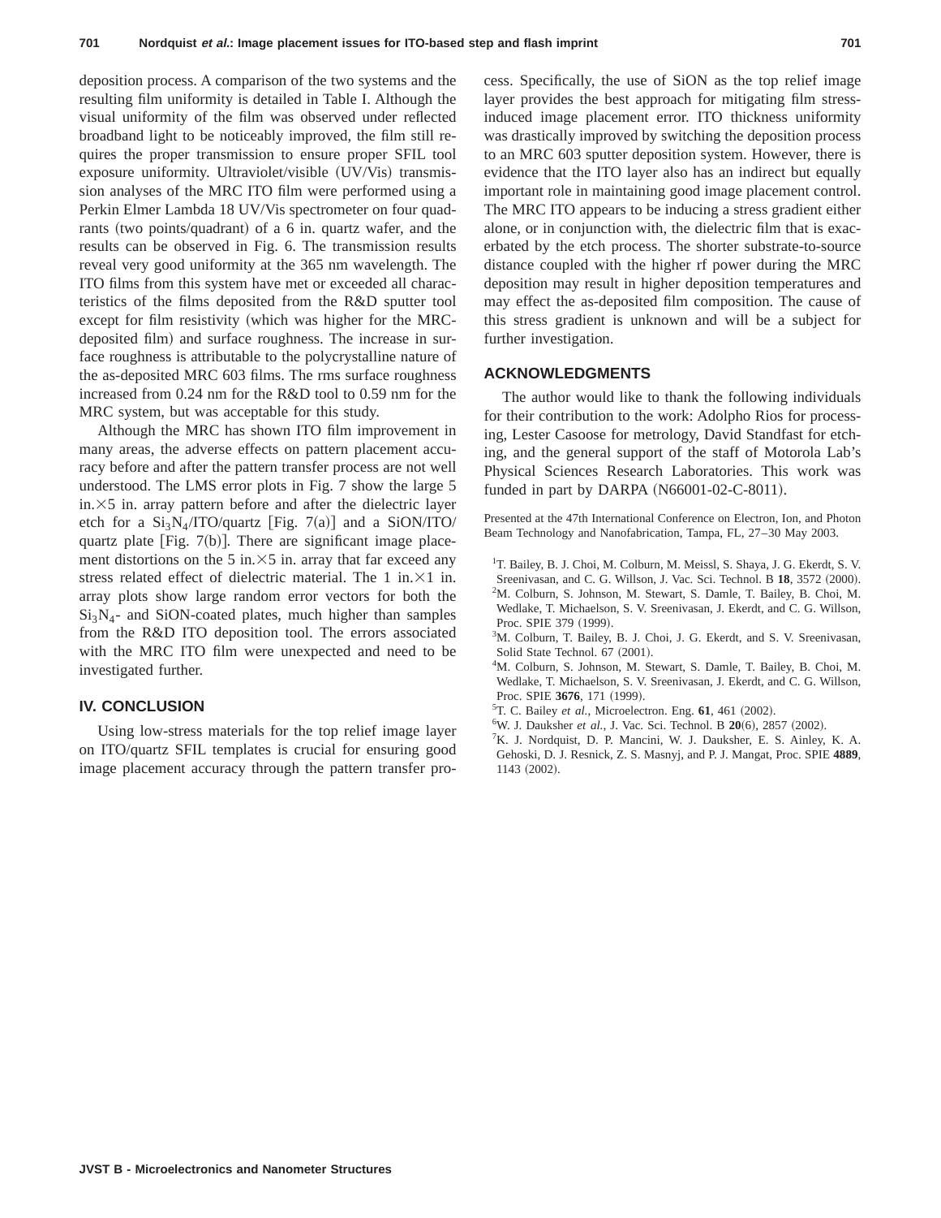deposition process. A comparison of the two systems and the resulting film uniformity is detailed in Table I. Although the visual uniformity of the film was observed under reflected broadband light to be noticeably improved, the film still requires the proper transmission to ensure proper SFIL tool exposure uniformity. Ultraviolet/visible (UV/Vis) transmission analyses of the MRC ITO film were performed using a Perkin Elmer Lambda 18 UV/Vis spectrometer on four quadrants (two points/quadrant) of a 6 in. quartz wafer, and the results can be observed in Fig. 6. The transmission results reveal very good uniformity at the 365 nm wavelength. The ITO films from this system have met or exceeded all characteristics of the films deposited from the R&D sputter tool except for film resistivity (which was higher for the MRC-deposited film) and surface roughness. The increase in surface roughness is attributable to the polycrystalline nature of the as-deposited MRC 603 films. The rms surface roughness increased from 0.24 nm for the R&D tool to 0.59 nm for the MRC system, but was acceptable for this study.

Although the MRC has shown ITO film improvement in many areas, the adverse effects on pattern placement accuracy before and after the pattern transfer process are not well understood. The LMS error plots in Fig. 7 show the large 5 in.×5 in. array pattern before and after the dielectric layer etch for a $Si_3N_4$/ITO/quartz [Fig. 7(a)] and a SiON/ITO/quartz plate [Fig. 7(b)]. There are significant image placement distortions on the 5 in.×5 in. array that far exceed any stress related effect of dielectric material. The 1 in.×1 in. array plots show large random error vectors for both the $Si_3N_4$- and SiON-coated plates, much higher than samples from the R&D ITO deposition tool. The errors associated with the MRC ITO film were unexpected and need to be investigated further.

## IV. CONCLUSION

Using low-stress materials for the top relief image layer on ITO/quartz SFIL templates is crucial for ensuring good image placement accuracy through the pattern transfer process. Specifically, the use of SiON as the top relief image layer provides the best approach for mitigating film stress-induced image placement error. ITO thickness uniformity was drastically improved by switching the deposition process to an MRC 603 sputter deposition system. However, there is evidence that the ITO layer also has an indirect but equally important role in maintaining good image placement control. The MRC ITO appears to be inducing a stress gradient either alone, or in conjunction with, the dielectric film that is exacerbated by the etch process. The shorter substrate-to-source distance coupled with the higher rf power during the MRC deposition may result in higher deposition temperatures and may effect the as-deposited film composition. The cause of this stress gradient is unknown and will be a subject for further investigation.

## ACKNOWLEDGMENTS

The author would like to thank the following individuals for their contribution to the work: Adolpho Rios for processing, Lester Casoose for metrology, David Standfast for etching, and the general support of the staff of Motorola Lab's Physical Sciences Research Laboratories. This work was funded in part by DARPA (N66001-02-C-8011).

Presented at the 47th International Conference on Electron, Ion, and Photon Beam Technology and Nanofabrication, Tampa, FL, 27–30 May 2003.

[1] T. Bailey, B. J. Choi, M. Colburn, M. Meissl, S. Shaya, J. G. Ekerdt, S. V. Sreenivasan, and C. G. Willson, J. Vac. Sci. Technol. B **18**, 3572 (2000).
[2] M. Colburn, S. Johnson, M. Stewart, S. Damle, T. Bailey, B. Choi, M. Wedlake, T. Michaelson, S. V. Sreenivasan, J. Ekerdt, and C. G. Willson, Proc. SPIE 379 (1999).
[3] M. Colburn, T. Bailey, B. J. Choi, J. G. Ekerdt, and S. V. Sreenivasan, Solid State Technol. 67 (2001).
[4] M. Colburn, S. Johnson, M. Stewart, S. Damle, T. Bailey, B. Choi, M. Wedlake, T. Michaelson, S. V. Sreenivasan, J. Ekerdt, and C. G. Willson, Proc. SPIE **3676**, 171 (1999).
[5] T. C. Bailey *et al.*, Microelectron. Eng. **61**, 461 (2002).
[6] W. J. Dauksher *et al.*, J. Vac. Sci. Technol. B **20**(6), 2857 (2002).
[7] K. J. Nordquist, D. P. Mancini, W. J. Dauksher, E. S. Ainley, K. A. Gehoski, D. J. Resnick, Z. S. Masnyj, and P. J. Mangat, Proc. SPIE **4889**, 1143 (2002).